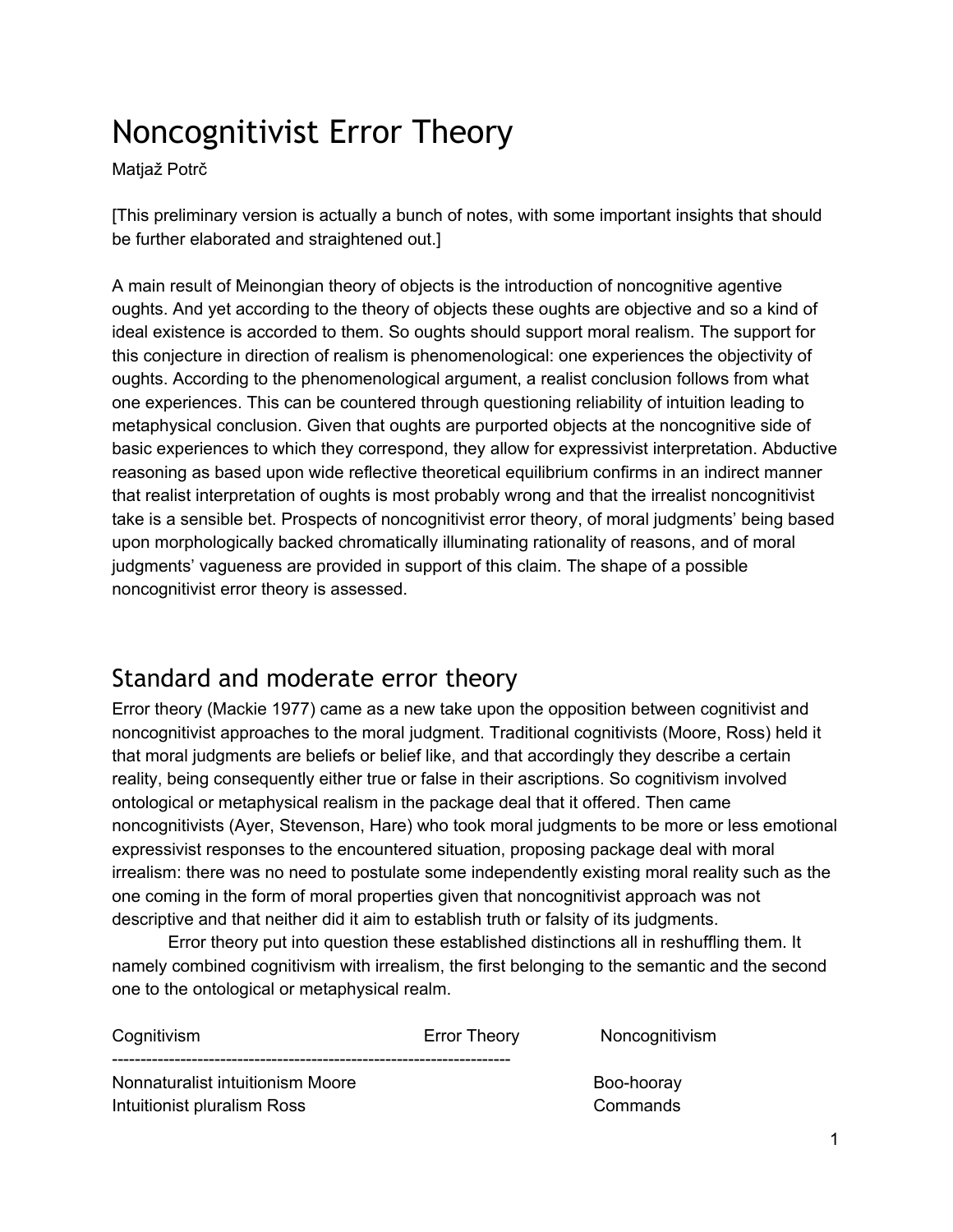# Noncognitivist Error Theory

Matjaž Potrč

[This preliminary version is actually a bunch of notes, with some important insights that should be further elaborated and straightened out.]

A main result of Meinongian theory of objects is the introduction of noncognitive agentive oughts. And yet according to the theory of objects these oughts are objective and so a kind of ideal existence is accorded to them. So oughts should support moral realism. The support for this conjecture in direction of realism is phenomenological: one experiences the objectivity of oughts. According to the phenomenological argument, a realist conclusion follows from what one experiences. This can be countered through questioning reliability of intuition leading to metaphysical conclusion. Given that oughts are purported objects at the noncognitive side of basic experiences to which they correspond, they allow for expressivist interpretation. Abductive reasoning as based upon wide reflective theoretical equilibrium confirms in an indirect manner that realist interpretation of oughts is most probably wrong and that the irrealist noncognitivist take is a sensible bet. Prospects of noncognitivist error theory, of moral judgments' being based upon morphologically backed chromatically illuminating rationality of reasons, and of moral judgments' vagueness are provided in support of this claim. The shape of a possible noncognitivist error theory is assessed.

## Standard and moderate error theory

Error theory (Mackie 1977) came as a new take upon the opposition between cognitivist and noncognitivist approaches to the moral judgment. Traditional cognitivists (Moore, Ross) held it that moral judgments are beliefs or belief like, and that accordingly they describe a certain reality, being consequently either true or false in their ascriptions. So cognitivism involved ontological or metaphysical realism in the package deal that it offered. Then came noncognitivists (Ayer, Stevenson, Hare) who took moral judgments to be more or less emotional expressivist responses to the encountered situation, proposing package deal with moral irrealism: there was no need to postulate some independently existing moral reality such as the one coming in the form of moral properties given that noncognitivist approach was not descriptive and that neither did it aim to establish truth or falsity of its judgments.

Error theory put into question these established distinctions all in reshuffling them. It namely combined cognitivism with irrealism, the first belonging to the semantic and the second one to the ontological or metaphysical realm.

| Cognitivism | Error Theory | Noncognitivism |
|---|---|---|
| Nonnaturalist intuitionism Moore | | Boo-hooray |
| Intuitionist pluralism Ross | | Commands |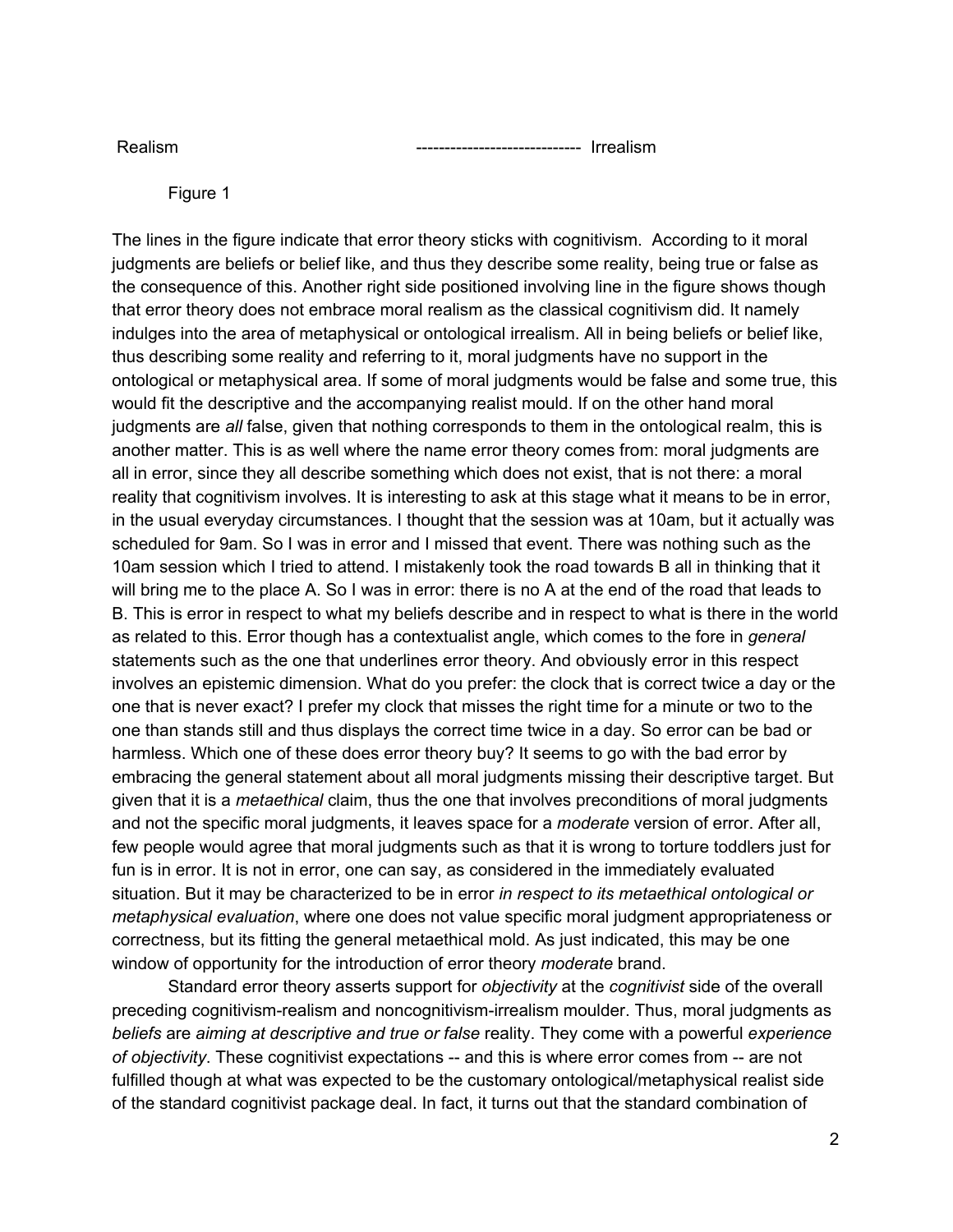Realism ---------------------------- Irrealism

Figure 1

The lines in the figure indicate that error theory sticks with cognitivism. According to it moral judgments are beliefs or belief like, and thus they describe some reality, being true or false as the consequence of this. Another right side positioned involving line in the figure shows though that error theory does not embrace moral realism as the classical cognitivism did. It namely indulges into the area of metaphysical or ontological irrealism. All in being beliefs or belief like, thus describing some reality and referring to it, moral judgments have no support in the ontological or metaphysical area. If some of moral judgments would be false and some true, this would fit the descriptive and the accompanying realist mould. If on the other hand moral judgments are *all* false, given that nothing corresponds to them in the ontological realm, this is another matter. This is as well where the name error theory comes from: moral judgments are all in error, since they all describe something which does not exist, that is not there: a moral reality that cognitivism involves. It is interesting to ask at this stage what it means to be in error, in the usual everyday circumstances. I thought that the session was at 10am, but it actually was scheduled for 9am. So I was in error and I missed that event. There was nothing such as the 10am session which I tried to attend. I mistakenly took the road towards B all in thinking that it will bring me to the place A. So I was in error: there is no A at the end of the road that leads to B. This is error in respect to what my beliefs describe and in respect to what is there in the world as related to this. Error though has a contextualist angle, which comes to the fore in *general* statements such as the one that underlines error theory. And obviously error in this respect involves an epistemic dimension. What do you prefer: the clock that is correct twice a day or the one that is never exact? I prefer my clock that misses the right time for a minute or two to the one than stands still and thus displays the correct time twice in a day. So error can be bad or harmless. Which one of these does error theory buy? It seems to go with the bad error by embracing the general statement about all moral judgments missing their descriptive target. But given that it is a *metaethical* claim, thus the one that involves preconditions of moral judgments and not the specific moral judgments, it leaves space for a *moderate* version of error. After all, few people would agree that moral judgments such as that it is wrong to torture toddlers just for fun is in error. It is not in error, one can say, as considered in the immediately evaluated situation. But it may be characterized to be in error *in respect to its metaethical ontological or metaphysical evaluation*, where one does not value specific moral judgment appropriateness or correctness, but its fitting the general metaethical mold. As just indicated, this may be one window of opportunity for the introduction of error theory *moderate* brand.

Standard error theory asserts support for *objectivity* at the *cognitivist* side of the overall preceding cognitivism-realism and noncognitivism-irrealism moulder. Thus, moral judgments as *beliefs* are *aiming at descriptive and true or false* reality. They come with a powerful *experience of objectivity*. These cognitivist expectations -- and this is where error comes from -- are not fulfilled though at what was expected to be the customary ontological/metaphysical realist side of the standard cognitivist package deal. In fact, it turns out that the standard combination of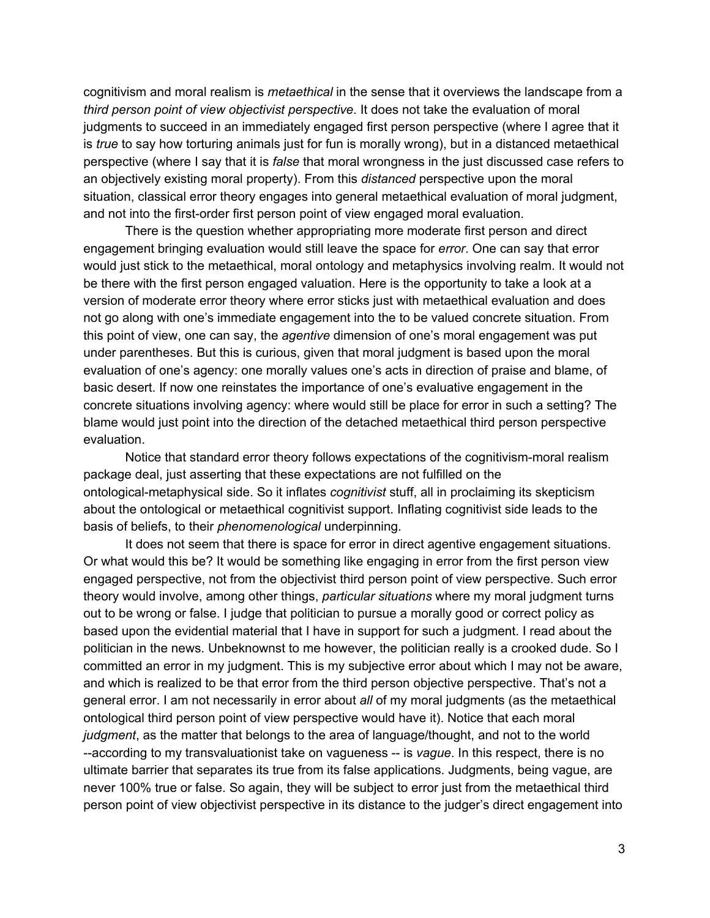cognitivism and moral realism is *metaethical* in the sense that it overviews the landscape from a *third person point of view objectivist perspective*. It does not take the evaluation of moral judgments to succeed in an immediately engaged first person perspective (where I agree that it is *true* to say how torturing animals just for fun is morally wrong), but in a distanced metaethical perspective (where I say that it is *false* that moral wrongness in the just discussed case refers to an objectively existing moral property). From this *distanced* perspective upon the moral situation, classical error theory engages into general metaethical evaluation of moral judgment, and not into the first-order first person point of view engaged moral evaluation.

There is the question whether appropriating more moderate first person and direct engagement bringing evaluation would still leave the space for *error*. One can say that error would just stick to the metaethical, moral ontology and metaphysics involving realm. It would not be there with the first person engaged valuation. Here is the opportunity to take a look at a version of moderate error theory where error sticks just with metaethical evaluation and does not go along with one's immediate engagement into the to be valued concrete situation. From this point of view, one can say, the *agentive* dimension of one's moral engagement was put under parentheses. But this is curious, given that moral judgment is based upon the moral evaluation of one's agency: one morally values one's acts in direction of praise and blame, of basic desert. If now one reinstates the importance of one's evaluative engagement in the concrete situations involving agency: where would still be place for error in such a setting? The blame would just point into the direction of the detached metaethical third person perspective evaluation.

Notice that standard error theory follows expectations of the cognitivism-moral realism package deal, just asserting that these expectations are not fulfilled on the ontological-metaphysical side. So it inflates *cognitivist* stuff, all in proclaiming its skepticism about the ontological or metaethical cognitivist support. Inflating cognitivist side leads to the basis of beliefs, to their *phenomenological* underpinning.

It does not seem that there is space for error in direct agentive engagement situations. Or what would this be? It would be something like engaging in error from the first person view engaged perspective, not from the objectivist third person point of view perspective. Such error theory would involve, among other things, *particular situations* where my moral judgment turns out to be wrong or false. I judge that politician to pursue a morally good or correct policy as based upon the evidential material that I have in support for such a judgment. I read about the politician in the news. Unbeknownst to me however, the politician really is a crooked dude. So I committed an error in my judgment. This is my subjective error about which I may not be aware, and which is realized to be that error from the third person objective perspective. That's not a general error. I am not necessarily in error about *all* of my moral judgments (as the metaethical ontological third person point of view perspective would have it). Notice that each moral *judgment*, as the matter that belongs to the area of language/thought, and not to the world --according to my transvaluationist take on vagueness -- is *vague*. In this respect, there is no ultimate barrier that separates its true from its false applications. Judgments, being vague, are never 100% true or false. So again, they will be subject to error just from the metaethical third person point of view objectivist perspective in its distance to the judger's direct engagement into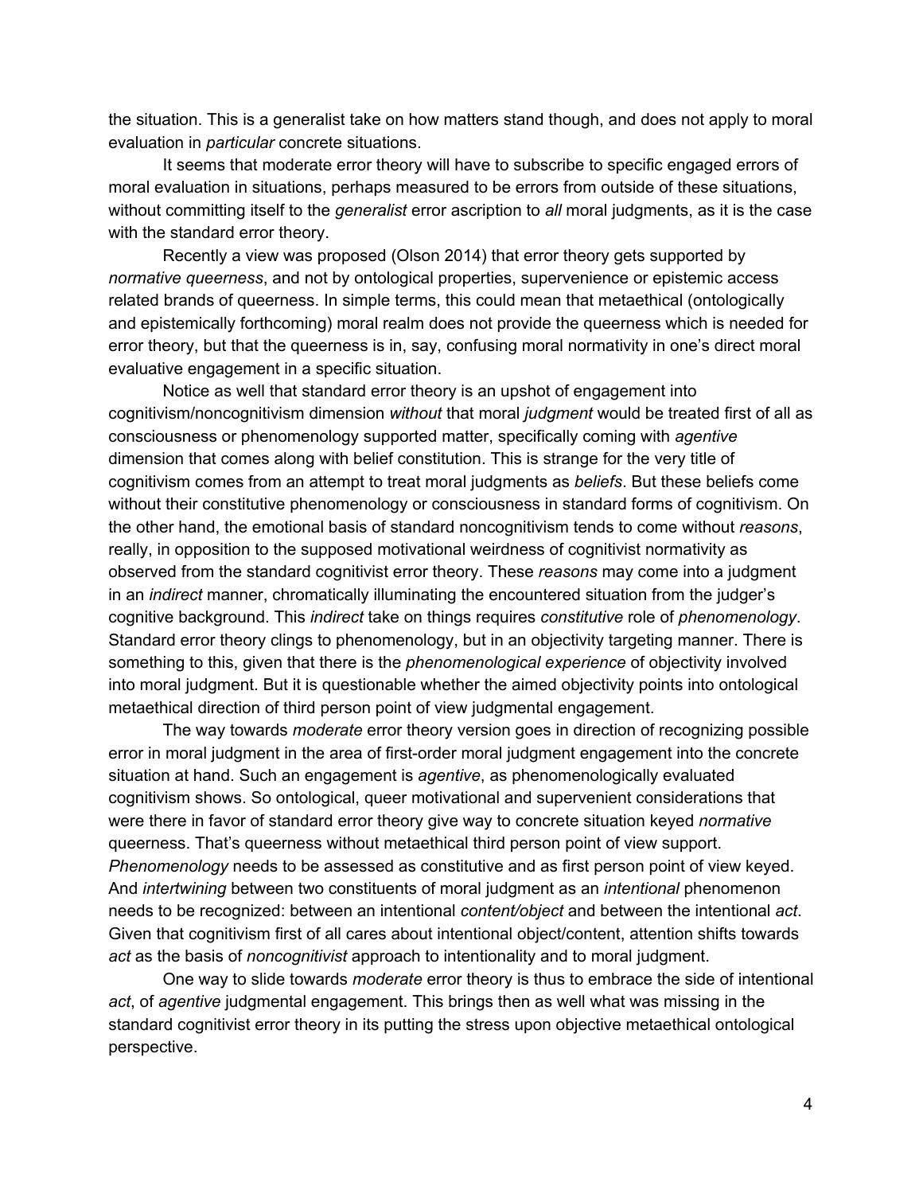the situation. This is a generalist take on how matters stand though, and does not apply to moral evaluation in *particular* concrete situations.

It seems that moderate error theory will have to subscribe to specific engaged errors of moral evaluation in situations, perhaps measured to be errors from outside of these situations, without committing itself to the *generalist* error ascription to *all* moral judgments, as it is the case with the standard error theory.

Recently a view was proposed (Olson 2014) that error theory gets supported by *normative queerness*, and not by ontological properties, supervenience or epistemic access related brands of queerness. In simple terms, this could mean that metaethical (ontologically and epistemically forthcoming) moral realm does not provide the queerness which is needed for error theory, but that the queerness is in, say, confusing moral normativity in one's direct moral evaluative engagement in a specific situation.

Notice as well that standard error theory is an upshot of engagement into cognitivism/noncognitivism dimension *without* that moral *judgment* would be treated first of all as consciousness or phenomenology supported matter, specifically coming with *agentive* dimension that comes along with belief constitution. This is strange for the very title of cognitivism comes from an attempt to treat moral judgments as *beliefs*. But these beliefs come without their constitutive phenomenology or consciousness in standard forms of cognitivism. On the other hand, the emotional basis of standard noncognitivism tends to come without *reasons*, really, in opposition to the supposed motivational weirdness of cognitivist normativity as observed from the standard cognitivist error theory. These *reasons* may come into a judgment in an *indirect* manner, chromatically illuminating the encountered situation from the judger's cognitive background. This *indirect* take on things requires *constitutive* role of *phenomenology*. Standard error theory clings to phenomenology, but in an objectivity targeting manner. There is something to this, given that there is the *phenomenological experience* of objectivity involved into moral judgment. But it is questionable whether the aimed objectivity points into ontological metaethical direction of third person point of view judgmental engagement.

The way towards *moderate* error theory version goes in direction of recognizing possible error in moral judgment in the area of first-order moral judgment engagement into the concrete situation at hand. Such an engagement is *agentive*, as phenomenologically evaluated cognitivism shows. So ontological, queer motivational and supervenient considerations that were there in favor of standard error theory give way to concrete situation keyed *normative* queerness. That's queerness without metaethical third person point of view support. *Phenomenology* needs to be assessed as constitutive and as first person point of view keyed. And *intertwining* between two constituents of moral judgment as an *intentional* phenomenon needs to be recognized: between an intentional *content/object* and between the intentional *act*. Given that cognitivism first of all cares about intentional object/content, attention shifts towards *act* as the basis of *noncognitivist* approach to intentionality and to moral judgment.

One way to slide towards *moderate* error theory is thus to embrace the side of intentional *act*, of *agentive* judgmental engagement. This brings then as well what was missing in the standard cognitivist error theory in its putting the stress upon objective metaethical ontological perspective.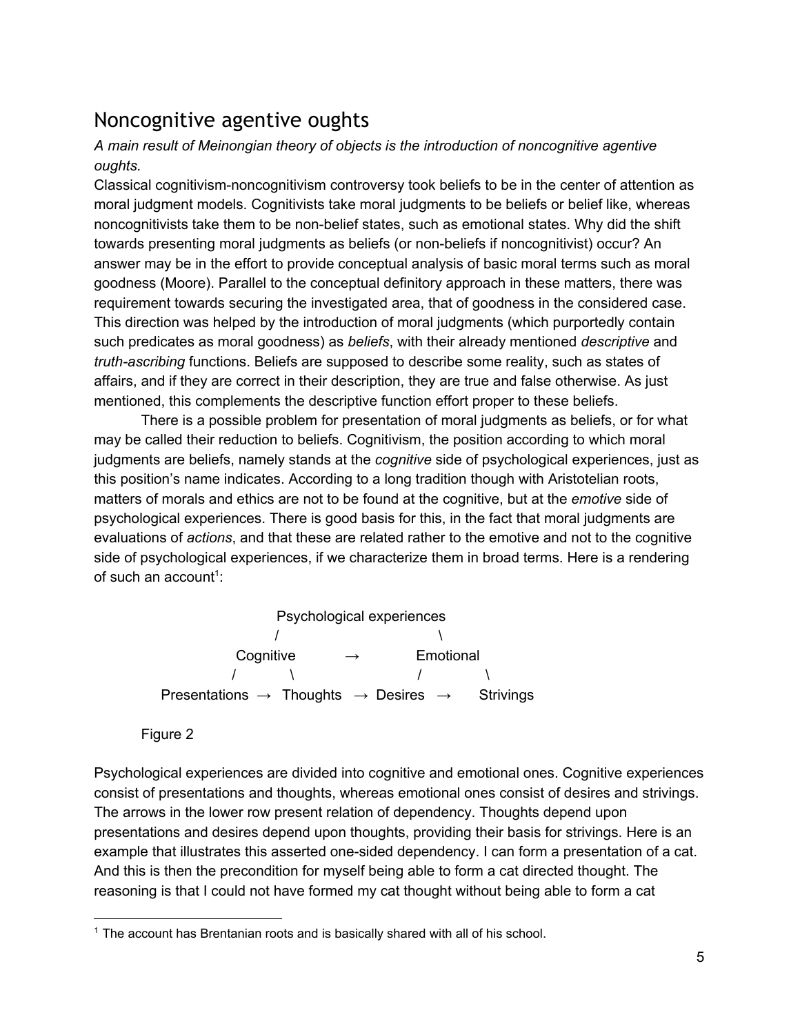## Noncognitive agentive oughts

*A main result of Meinongian theory of objects is the introduction of noncognitive agentive oughts.*

Classical cognitivism-noncognitivism controversy took beliefs to be in the center of attention as moral judgment models. Cognitivists take moral judgments to be beliefs or belief like, whereas noncognitivists take them to be non-belief states, such as emotional states. Why did the shift towards presenting moral judgments as beliefs (or non-beliefs if noncognitivist) occur? An answer may be in the effort to provide conceptual analysis of basic moral terms such as moral goodness (Moore). Parallel to the conceptual definitory approach in these matters, there was requirement towards securing the investigated area, that of goodness in the considered case. This direction was helped by the introduction of moral judgments (which purportedly contain such predicates as moral goodness) as *beliefs*, with their already mentioned *descriptive* and *truth-ascribing* functions. Beliefs are supposed to describe some reality, such as states of affairs, and if they are correct in their description, they are true and false otherwise. As just mentioned, this complements the descriptive function effort proper to these beliefs.

There is a possible problem for presentation of moral judgments as beliefs, or for what may be called their reduction to beliefs. Cognitivism, the position according to which moral judgments are beliefs, namely stands at the *cognitive* side of psychological experiences, just as this position's name indicates. According to a long tradition though with Aristotelian roots, matters of morals and ethics are not to be found at the cognitive, but at the *emotive* side of psychological experiences. There is good basis for this, in the fact that moral judgments are evaluations of *actions*, and that these are related rather to the emotive and not to the cognitive side of psychological experiences, if we characterize them in broad terms. Here is a rendering of such an account[1]:

```
                    Psychological experiences
                   /                         \
             Cognitive          →          Emotional
            /         \                   /         \
Presentations  →  Thoughts  →  Desires  →     Strivings
```

Figure 2

Psychological experiences are divided into cognitive and emotional ones. Cognitive experiences consist of presentations and thoughts, whereas emotional ones consist of desires and strivings. The arrows in the lower row present relation of dependency. Thoughts depend upon presentations and desires depend upon thoughts, providing their basis for strivings. Here is an example that illustrates this asserted one-sided dependency. I can form a presentation of a cat. And this is then the precondition for myself being able to form a cat directed thought. The reasoning is that I could not have formed my cat thought without being able to form a cat

[1] The account has Brentanian roots and is basically shared with all of his school.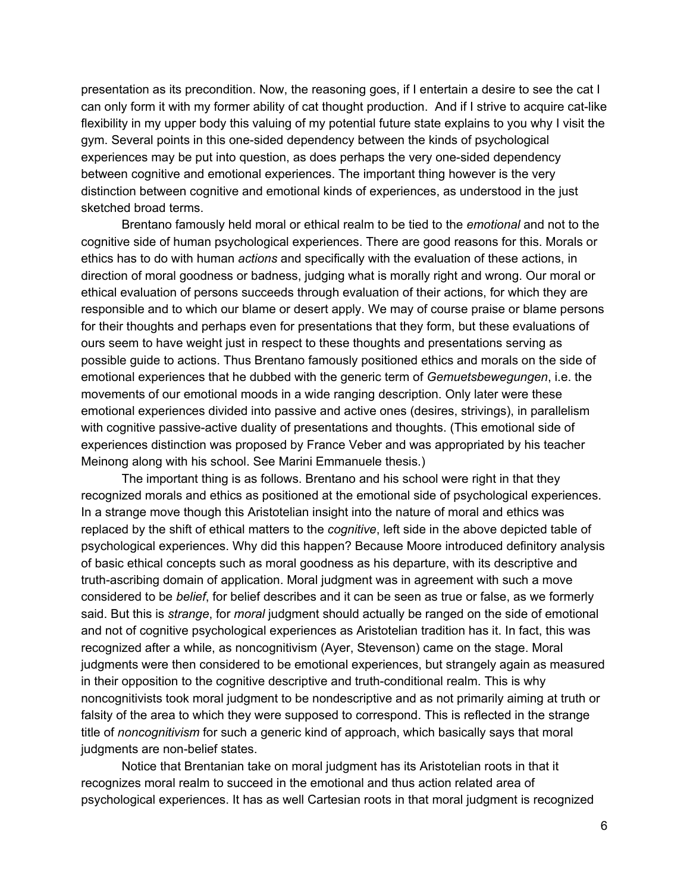presentation as its precondition. Now, the reasoning goes, if I entertain a desire to see the cat I can only form it with my former ability of cat thought production. And if I strive to acquire cat-like flexibility in my upper body this valuing of my potential future state explains to you why I visit the gym. Several points in this one-sided dependency between the kinds of psychological experiences may be put into question, as does perhaps the very one-sided dependency between cognitive and emotional experiences. The important thing however is the very distinction between cognitive and emotional kinds of experiences, as understood in the just sketched broad terms.

Brentano famously held moral or ethical realm to be tied to the *emotional* and not to the cognitive side of human psychological experiences. There are good reasons for this. Morals or ethics has to do with human *actions* and specifically with the evaluation of these actions, in direction of moral goodness or badness, judging what is morally right and wrong. Our moral or ethical evaluation of persons succeeds through evaluation of their actions, for which they are responsible and to which our blame or desert apply. We may of course praise or blame persons for their thoughts and perhaps even for presentations that they form, but these evaluations of ours seem to have weight just in respect to these thoughts and presentations serving as possible guide to actions. Thus Brentano famously positioned ethics and morals on the side of emotional experiences that he dubbed with the generic term of *Gemuetsbewegungen*, i.e. the movements of our emotional moods in a wide ranging description. Only later were these emotional experiences divided into passive and active ones (desires, strivings), in parallelism with cognitive passive-active duality of presentations and thoughts. (This emotional side of experiences distinction was proposed by France Veber and was appropriated by his teacher Meinong along with his school. See Marini Emmanuele thesis.)

The important thing is as follows. Brentano and his school were right in that they recognized morals and ethics as positioned at the emotional side of psychological experiences. In a strange move though this Aristotelian insight into the nature of moral and ethics was replaced by the shift of ethical matters to the *cognitive*, left side in the above depicted table of psychological experiences. Why did this happen? Because Moore introduced definitory analysis of basic ethical concepts such as moral goodness as his departure, with its descriptive and truth-ascribing domain of application. Moral judgment was in agreement with such a move considered to be *belief*, for belief describes and it can be seen as true or false, as we formerly said. But this is *strange*, for *moral* judgment should actually be ranged on the side of emotional and not of cognitive psychological experiences as Aristotelian tradition has it. In fact, this was recognized after a while, as noncognitivism (Ayer, Stevenson) came on the stage. Moral judgments were then considered to be emotional experiences, but strangely again as measured in their opposition to the cognitive descriptive and truth-conditional realm. This is why noncognitivists took moral judgment to be nondescriptive and as not primarily aiming at truth or falsity of the area to which they were supposed to correspond. This is reflected in the strange title of *noncognitivism* for such a generic kind of approach, which basically says that moral judgments are non-belief states.

Notice that Brentanian take on moral judgment has its Aristotelian roots in that it recognizes moral realm to succeed in the emotional and thus action related area of psychological experiences. It has as well Cartesian roots in that moral judgment is recognized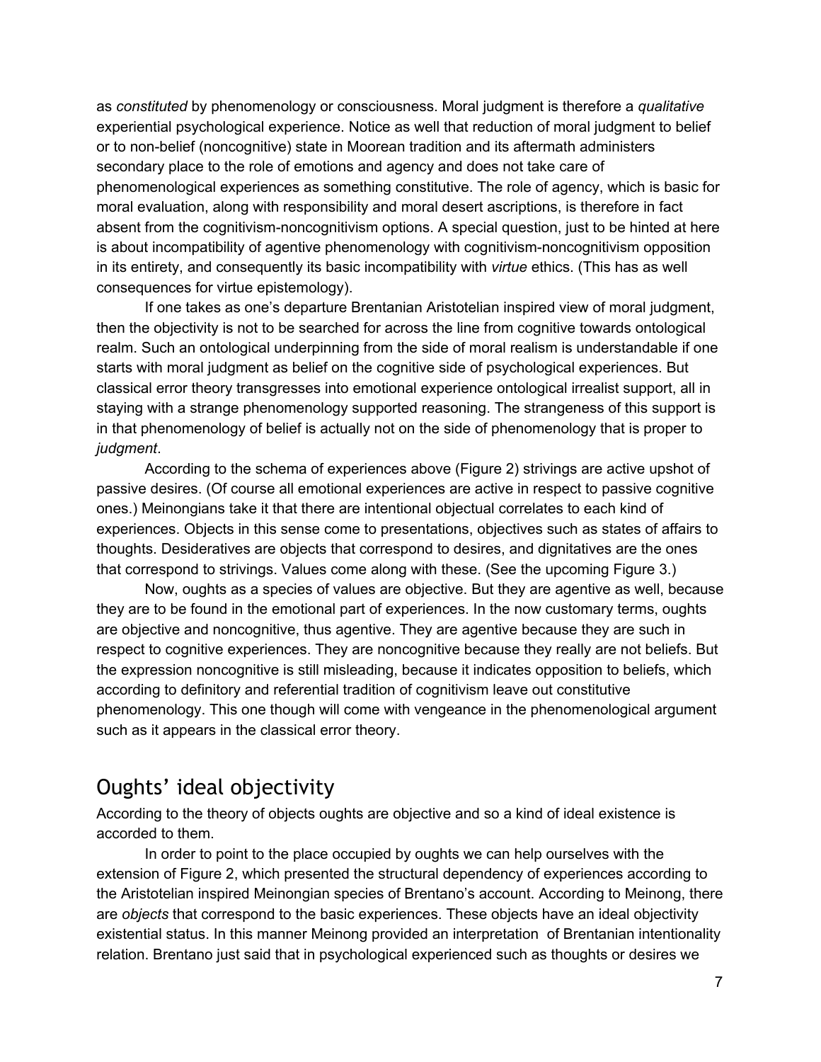as *constituted* by phenomenology or consciousness. Moral judgment is therefore a *qualitative* experiential psychological experience. Notice as well that reduction of moral judgment to belief or to non-belief (noncognitive) state in Moorean tradition and its aftermath administers secondary place to the role of emotions and agency and does not take care of phenomenological experiences as something constitutive. The role of agency, which is basic for moral evaluation, along with responsibility and moral desert ascriptions, is therefore in fact absent from the cognitivism-noncognitivism options. A special question, just to be hinted at here is about incompatibility of agentive phenomenology with cognitivism-noncognitivism opposition in its entirety, and consequently its basic incompatibility with *virtue* ethics. (This has as well consequences for virtue epistemology).

If one takes as one's departure Brentanian Aristotelian inspired view of moral judgment, then the objectivity is not to be searched for across the line from cognitive towards ontological realm. Such an ontological underpinning from the side of moral realism is understandable if one starts with moral judgment as belief on the cognitive side of psychological experiences. But classical error theory transgresses into emotional experience ontological irrealist support, all in staying with a strange phenomenology supported reasoning. The strangeness of this support is in that phenomenology of belief is actually not on the side of phenomenology that is proper to *judgment*.

According to the schema of experiences above (Figure 2) strivings are active upshot of passive desires. (Of course all emotional experiences are active in respect to passive cognitive ones.) Meinongians take it that there are intentional objectual correlates to each kind of experiences. Objects in this sense come to presentations, objectives such as states of affairs to thoughts. Desideratives are objects that correspond to desires, and dignitatives are the ones that correspond to strivings. Values come along with these. (See the upcoming Figure 3.)

Now, oughts as a species of values are objective. But they are agentive as well, because they are to be found in the emotional part of experiences. In the now customary terms, oughts are objective and noncognitive, thus agentive. They are agentive because they are such in respect to cognitive experiences. They are noncognitive because they really are not beliefs. But the expression noncognitive is still misleading, because it indicates opposition to beliefs, which according to definitory and referential tradition of cognitivism leave out constitutive phenomenology. This one though will come with vengeance in the phenomenological argument such as it appears in the classical error theory.

## Oughts' ideal objectivity

According to the theory of objects oughts are objective and so a kind of ideal existence is accorded to them.

In order to point to the place occupied by oughts we can help ourselves with the extension of Figure 2, which presented the structural dependency of experiences according to the Aristotelian inspired Meinongian species of Brentano's account. According to Meinong, there are *objects* that correspond to the basic experiences. These objects have an ideal objectivity existential status. In this manner Meinong provided an interpretation of Brentanian intentionality relation. Brentano just said that in psychological experienced such as thoughts or desires we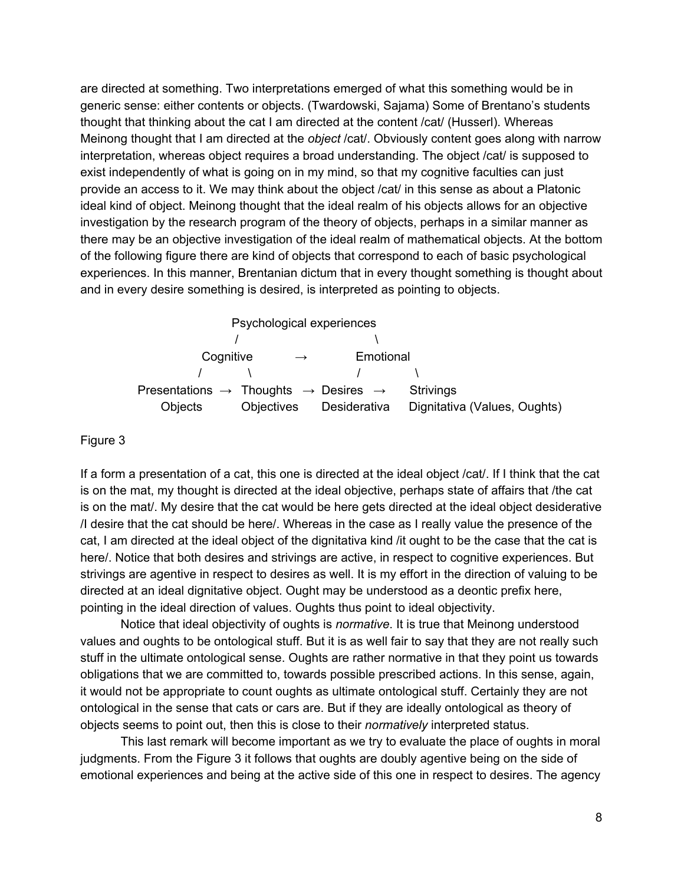are directed at something. Two interpretations emerged of what this something would be in generic sense: either contents or objects. (Twardowski, Sajama) Some of Brentano's students thought that thinking about the cat I am directed at the content /cat/ (Husserl). Whereas Meinong thought that I am directed at the *object* /cat/. Obviously content goes along with narrow interpretation, whereas object requires a broad understanding. The object /cat/ is supposed to exist independently of what is going on in my mind, so that my cognitive faculties can just provide an access to it. We may think about the object /cat/ in this sense as about a Platonic ideal kind of object. Meinong thought that the ideal realm of his objects allows for an objective investigation by the research program of the theory of objects, perhaps in a similar manner as there may be an objective investigation of the ideal realm of mathematical objects. At the bottom of the following figure there are kind of objects that correspond to each of basic psychological experiences. In this manner, Brentanian dictum that in every thought something is thought about and in every desire something is desired, is interpreted as pointing to objects.

```
                    Psychological experiences
                   /                        \
            Cognitive          →           Emotional
           /         \                    /          \
Presentations  →  Thoughts  →  Desires  →       Strivings
   Objects        Objectives   Desiderativa    Dignitativa (Values, Oughts)
```

Figure 3

If a form a presentation of a cat, this one is directed at the ideal object /cat/. If I think that the cat is on the mat, my thought is directed at the ideal objective, perhaps state of affairs that /the cat is on the mat/. My desire that the cat would be here gets directed at the ideal object desiderative /I desire that the cat should be here/. Whereas in the case as I really value the presence of the cat, I am directed at the ideal object of the dignitativa kind /it ought to be the case that the cat is here/. Notice that both desires and strivings are active, in respect to cognitive experiences. But strivings are agentive in respect to desires as well. It is my effort in the direction of valuing to be directed at an ideal dignitative object. Ought may be understood as a deontic prefix here, pointing in the ideal direction of values. Oughts thus point to ideal objectivity.

Notice that ideal objectivity of oughts is *normative*. It is true that Meinong understood values and oughts to be ontological stuff. But it is as well fair to say that they are not really such stuff in the ultimate ontological sense. Oughts are rather normative in that they point us towards obligations that we are committed to, towards possible prescribed actions. In this sense, again, it would not be appropriate to count oughts as ultimate ontological stuff. Certainly they are not ontological in the sense that cats or cars are. But if they are ideally ontological as theory of objects seems to point out, then this is close to their *normatively* interpreted status.

This last remark will become important as we try to evaluate the place of oughts in moral judgments. From the Figure 3 it follows that oughts are doubly agentive being on the side of emotional experiences and being at the active side of this one in respect to desires. The agency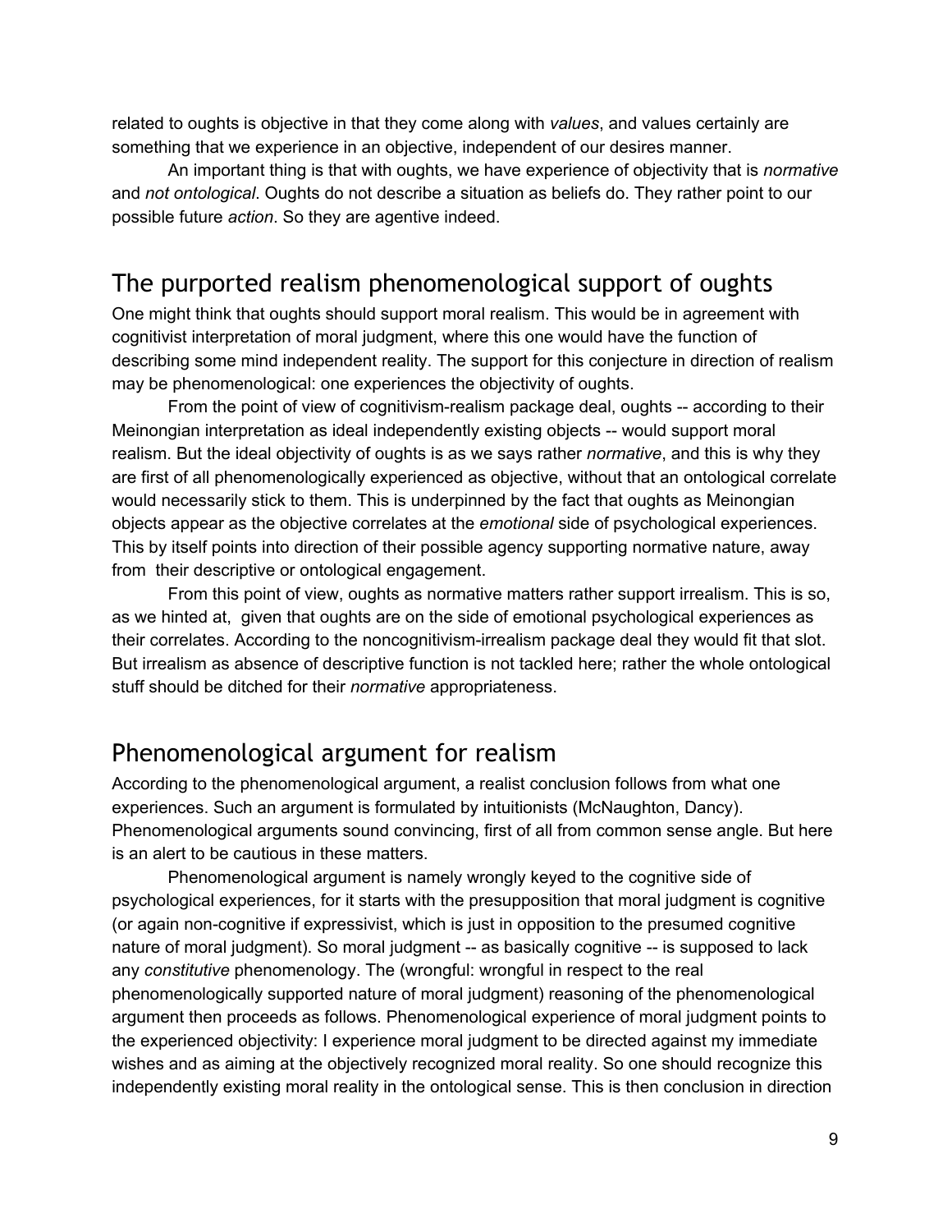related to oughts is objective in that they come along with *values*, and values certainly are something that we experience in an objective, independent of our desires manner.

An important thing is that with oughts, we have experience of objectivity that is *normative* and *not ontological*. Oughts do not describe a situation as beliefs do. They rather point to our possible future *action*. So they are agentive indeed.

## The purported realism phenomenological support of oughts

One might think that oughts should support moral realism. This would be in agreement with cognitivist interpretation of moral judgment, where this one would have the function of describing some mind independent reality. The support for this conjecture in direction of realism may be phenomenological: one experiences the objectivity of oughts.

From the point of view of cognitivism-realism package deal, oughts -- according to their Meinongian interpretation as ideal independently existing objects -- would support moral realism. But the ideal objectivity of oughts is as we says rather *normative*, and this is why they are first of all phenomenologically experienced as objective, without that an ontological correlate would necessarily stick to them. This is underpinned by the fact that oughts as Meinongian objects appear as the objective correlates at the *emotional* side of psychological experiences. This by itself points into direction of their possible agency supporting normative nature, away from their descriptive or ontological engagement.

From this point of view, oughts as normative matters rather support irrealism. This is so, as we hinted at, given that oughts are on the side of emotional psychological experiences as their correlates. According to the noncognitivism-irrealism package deal they would fit that slot. But irrealism as absence of descriptive function is not tackled here; rather the whole ontological stuff should be ditched for their *normative* appropriateness.

## Phenomenological argument for realism

According to the phenomenological argument, a realist conclusion follows from what one experiences. Such an argument is formulated by intuitionists (McNaughton, Dancy). Phenomenological arguments sound convincing, first of all from common sense angle. But here is an alert to be cautious in these matters.

Phenomenological argument is namely wrongly keyed to the cognitive side of psychological experiences, for it starts with the presupposition that moral judgment is cognitive (or again non-cognitive if expressivist, which is just in opposition to the presumed cognitive nature of moral judgment). So moral judgment -- as basically cognitive -- is supposed to lack any *constitutive* phenomenology. The (wrongful: wrongful in respect to the real phenomenologically supported nature of moral judgment) reasoning of the phenomenological argument then proceeds as follows. Phenomenological experience of moral judgment points to the experienced objectivity: I experience moral judgment to be directed against my immediate wishes and as aiming at the objectively recognized moral reality. So one should recognize this independently existing moral reality in the ontological sense. This is then conclusion in direction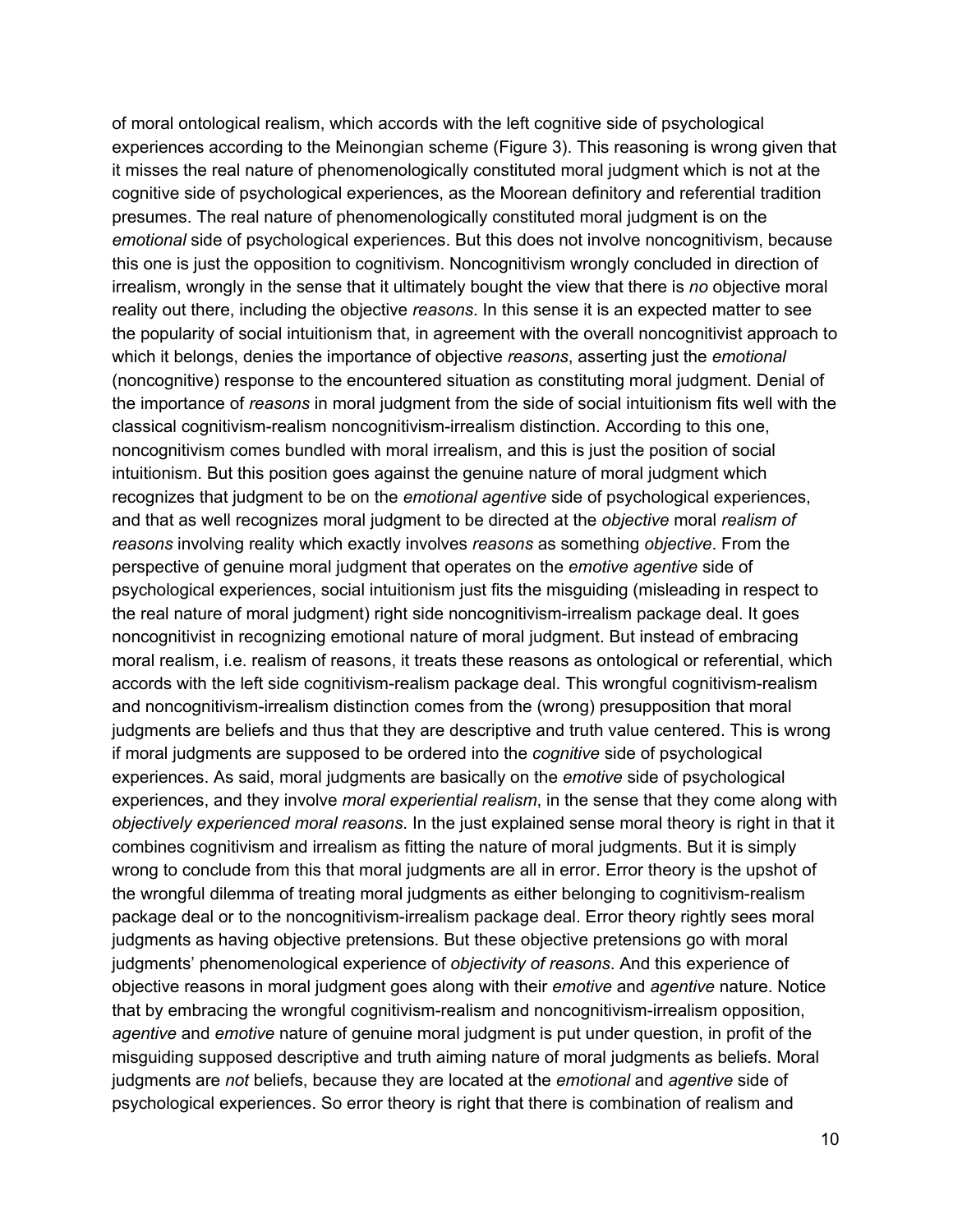of moral ontological realism, which accords with the left cognitive side of psychological experiences according to the Meinongian scheme (Figure 3). This reasoning is wrong given that it misses the real nature of phenomenologically constituted moral judgment which is not at the cognitive side of psychological experiences, as the Moorean definitory and referential tradition presumes. The real nature of phenomenologically constituted moral judgment is on the *emotional* side of psychological experiences. But this does not involve noncognitivism, because this one is just the opposition to cognitivism. Noncognitivism wrongly concluded in direction of irrealism, wrongly in the sense that it ultimately bought the view that there is *no* objective moral reality out there, including the objective *reasons*. In this sense it is an expected matter to see the popularity of social intuitionism that, in agreement with the overall noncognitivist approach to which it belongs, denies the importance of objective *reasons*, asserting just the *emotional* (noncognitive) response to the encountered situation as constituting moral judgment. Denial of the importance of *reasons* in moral judgment from the side of social intuitionism fits well with the classical cognitivism-realism noncognitivism-irrealism distinction. According to this one, noncognitivism comes bundled with moral irrealism, and this is just the position of social intuitionism. But this position goes against the genuine nature of moral judgment which recognizes that judgment to be on the *emotional agentive* side of psychological experiences, and that as well recognizes moral judgment to be directed at the *objective* moral *realism of reasons* involving reality which exactly involves *reasons* as something *objective*. From the perspective of genuine moral judgment that operates on the *emotive agentive* side of psychological experiences, social intuitionism just fits the misguiding (misleading in respect to the real nature of moral judgment) right side noncognitivism-irrealism package deal. It goes noncognitivist in recognizing emotional nature of moral judgment. But instead of embracing moral realism, i.e. realism of reasons, it treats these reasons as ontological or referential, which accords with the left side cognitivism-realism package deal. This wrongful cognitivism-realism and noncognitivism-irrealism distinction comes from the (wrong) presupposition that moral judgments are beliefs and thus that they are descriptive and truth value centered. This is wrong if moral judgments are supposed to be ordered into the *cognitive* side of psychological experiences. As said, moral judgments are basically on the *emotive* side of psychological experiences, and they involve *moral experiential realism*, in the sense that they come along with *objectively experienced moral reasons*. In the just explained sense moral theory is right in that it combines cognitivism and irrealism as fitting the nature of moral judgments. But it is simply wrong to conclude from this that moral judgments are all in error. Error theory is the upshot of the wrongful dilemma of treating moral judgments as either belonging to cognitivism-realism package deal or to the noncognitivism-irrealism package deal. Error theory rightly sees moral judgments as having objective pretensions. But these objective pretensions go with moral judgments' phenomenological experience of *objectivity of reasons*. And this experience of objective reasons in moral judgment goes along with their *emotive* and *agentive* nature. Notice that by embracing the wrongful cognitivism-realism and noncognitivism-irrealism opposition, *agentive* and *emotive* nature of genuine moral judgment is put under question, in profit of the misguiding supposed descriptive and truth aiming nature of moral judgments as beliefs. Moral judgments are *not* beliefs, because they are located at the *emotional* and *agentive* side of psychological experiences. So error theory is right that there is combination of realism and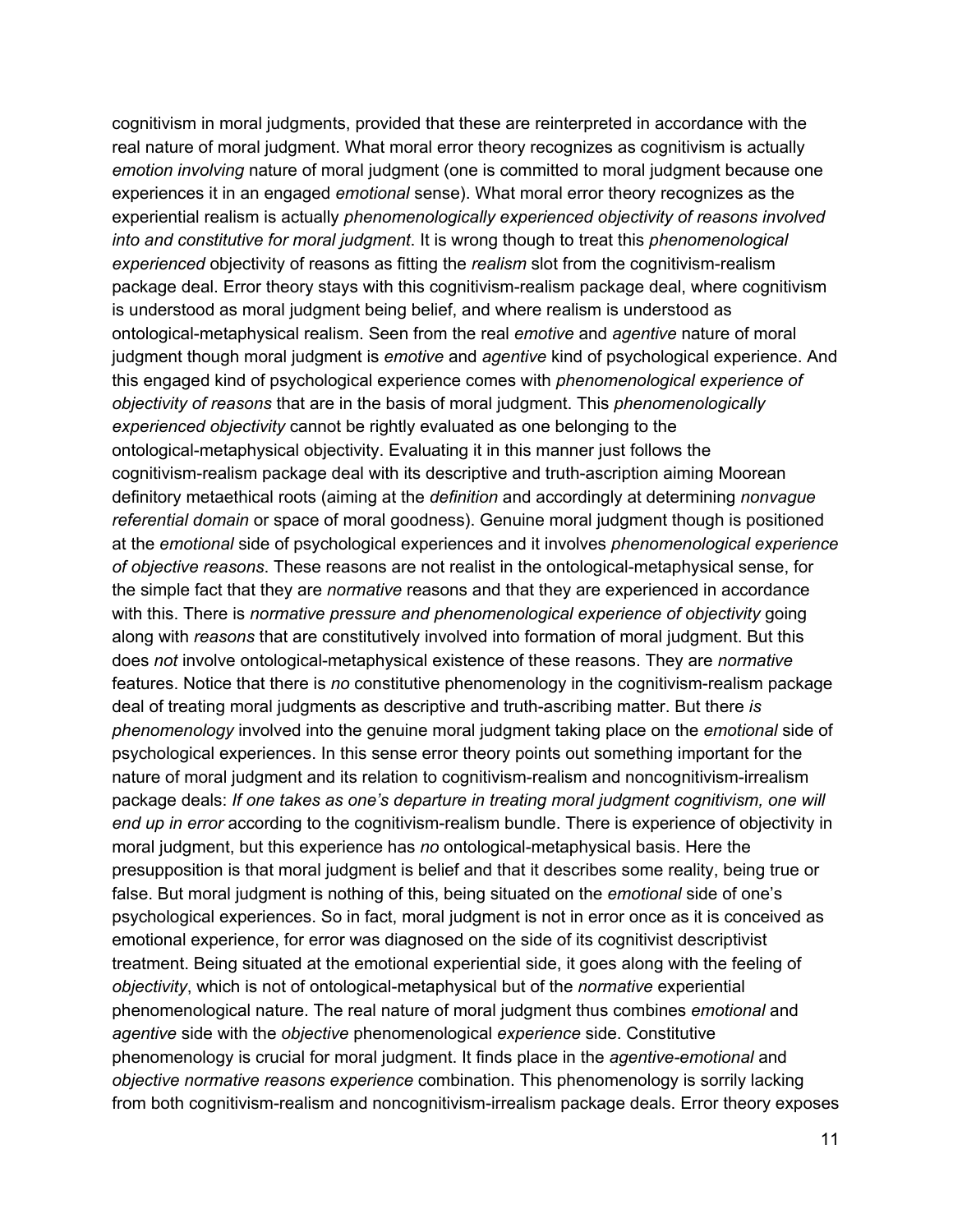cognitivism in moral judgments, provided that these are reinterpreted in accordance with the real nature of moral judgment. What moral error theory recognizes as cognitivism is actually *emotion involving* nature of moral judgment (one is committed to moral judgment because one experiences it in an engaged *emotional* sense). What moral error theory recognizes as the experiential realism is actually *phenomenologically experienced objectivity of reasons involved into and constitutive for moral judgment*. It is wrong though to treat this *phenomenological experienced* objectivity of reasons as fitting the *realism* slot from the cognitivism-realism package deal. Error theory stays with this cognitivism-realism package deal, where cognitivism is understood as moral judgment being belief, and where realism is understood as ontological-metaphysical realism. Seen from the real *emotive* and *agentive* nature of moral judgment though moral judgment is *emotive* and *agentive* kind of psychological experience. And this engaged kind of psychological experience comes with *phenomenological experience of objectivity of reasons* that are in the basis of moral judgment. This *phenomenologically experienced objectivity* cannot be rightly evaluated as one belonging to the ontological-metaphysical objectivity. Evaluating it in this manner just follows the cognitivism-realism package deal with its descriptive and truth-ascription aiming Moorean definitory metaethical roots (aiming at the *definition* and accordingly at determining *nonvague referential domain* or space of moral goodness). Genuine moral judgment though is positioned at the *emotional* side of psychological experiences and it involves *phenomenological experience of objective reasons*. These reasons are not realist in the ontological-metaphysical sense, for the simple fact that they are *normative* reasons and that they are experienced in accordance with this. There is *normative pressure and phenomenological experience of objectivity* going along with *reasons* that are constitutively involved into formation of moral judgment. But this does *not* involve ontological-metaphysical existence of these reasons. They are *normative* features. Notice that there is *no* constitutive phenomenology in the cognitivism-realism package deal of treating moral judgments as descriptive and truth-ascribing matter. But there *is phenomenology* involved into the genuine moral judgment taking place on the *emotional* side of psychological experiences. In this sense error theory points out something important for the nature of moral judgment and its relation to cognitivism-realism and noncognitivism-irrealism package deals: *If one takes as one's departure in treating moral judgment cognitivism, one will end up in error* according to the cognitivism-realism bundle. There is experience of objectivity in moral judgment, but this experience has *no* ontological-metaphysical basis. Here the presupposition is that moral judgment is belief and that it describes some reality, being true or false. But moral judgment is nothing of this, being situated on the *emotional* side of one's psychological experiences. So in fact, moral judgment is not in error once as it is conceived as emotional experience, for error was diagnosed on the side of its cognitivist descriptivist treatment. Being situated at the emotional experiential side, it goes along with the feeling of *objectivity*, which is not of ontological-metaphysical but of the *normative* experiential phenomenological nature. The real nature of moral judgment thus combines *emotional* and *agentive* side with the *objective* phenomenological *experience* side. Constitutive phenomenology is crucial for moral judgment. It finds place in the *agentive-emotional* and *objective normative reasons experience* combination. This phenomenology is sorrily lacking from both cognitivism-realism and noncognitivism-irrealism package deals. Error theory exposes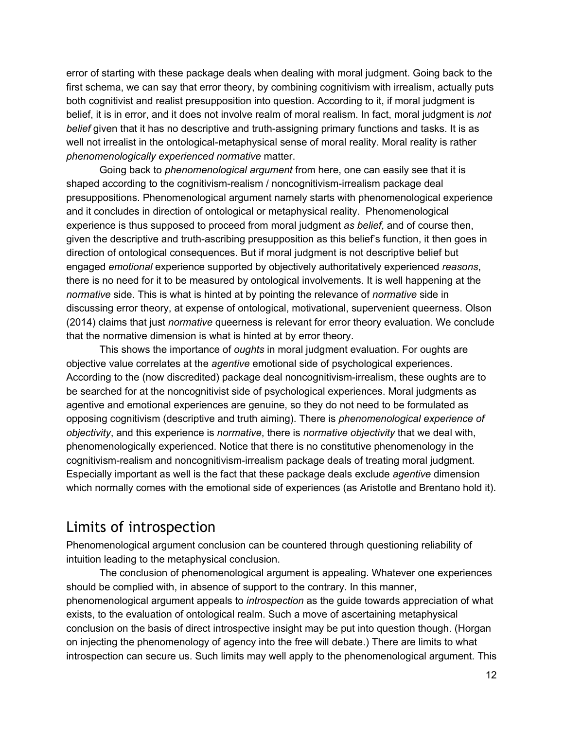error of starting with these package deals when dealing with moral judgment. Going back to the first schema, we can say that error theory, by combining cognitivism with irrealism, actually puts both cognitivist and realist presupposition into question. According to it, if moral judgment is belief, it is in error, and it does not involve realm of moral realism. In fact, moral judgment is *not belief* given that it has no descriptive and truth-assigning primary functions and tasks. It is as well not irrealist in the ontological-metaphysical sense of moral reality. Moral reality is rather *phenomenologically experienced normative* matter.

Going back to *phenomenological argument* from here, one can easily see that it is shaped according to the cognitivism-realism / noncognitivism-irrealism package deal presuppositions. Phenomenological argument namely starts with phenomenological experience and it concludes in direction of ontological or metaphysical reality. Phenomenological experience is thus supposed to proceed from moral judgment *as belief*, and of course then, given the descriptive and truth-ascribing presupposition as this belief's function, it then goes in direction of ontological consequences. But if moral judgment is not descriptive belief but engaged *emotional* experience supported by objectively authoritatively experienced *reasons*, there is no need for it to be measured by ontological involvements. It is well happening at the *normative* side. This is what is hinted at by pointing the relevance of *normative* side in discussing error theory, at expense of ontological, motivational, supervenient queerness. Olson (2014) claims that just *normative* queerness is relevant for error theory evaluation. We conclude that the normative dimension is what is hinted at by error theory.

This shows the importance of *oughts* in moral judgment evaluation. For oughts are objective value correlates at the *agentive* emotional side of psychological experiences. According to the (now discredited) package deal noncognitivism-irrealism, these oughts are to be searched for at the noncognitivist side of psychological experiences. Moral judgments as agentive and emotional experiences are genuine, so they do not need to be formulated as opposing cognitivism (descriptive and truth aiming). There is *phenomenological experience of objectivity*, and this experience is *normative*, there is *normative objectivity* that we deal with, phenomenologically experienced. Notice that there is no constitutive phenomenology in the cognitivism-realism and noncognitivism-irrealism package deals of treating moral judgment. Especially important as well is the fact that these package deals exclude *agentive* dimension which normally comes with the emotional side of experiences (as Aristotle and Brentano hold it).

## Limits of introspection

Phenomenological argument conclusion can be countered through questioning reliability of intuition leading to the metaphysical conclusion.

The conclusion of phenomenological argument is appealing. Whatever one experiences should be complied with, in absence of support to the contrary. In this manner, phenomenological argument appeals to *introspection* as the guide towards appreciation of what exists, to the evaluation of ontological realm. Such a move of ascertaining metaphysical conclusion on the basis of direct introspective insight may be put into question though. (Horgan on injecting the phenomenology of agency into the free will debate.) There are limits to what introspection can secure us. Such limits may well apply to the phenomenological argument. This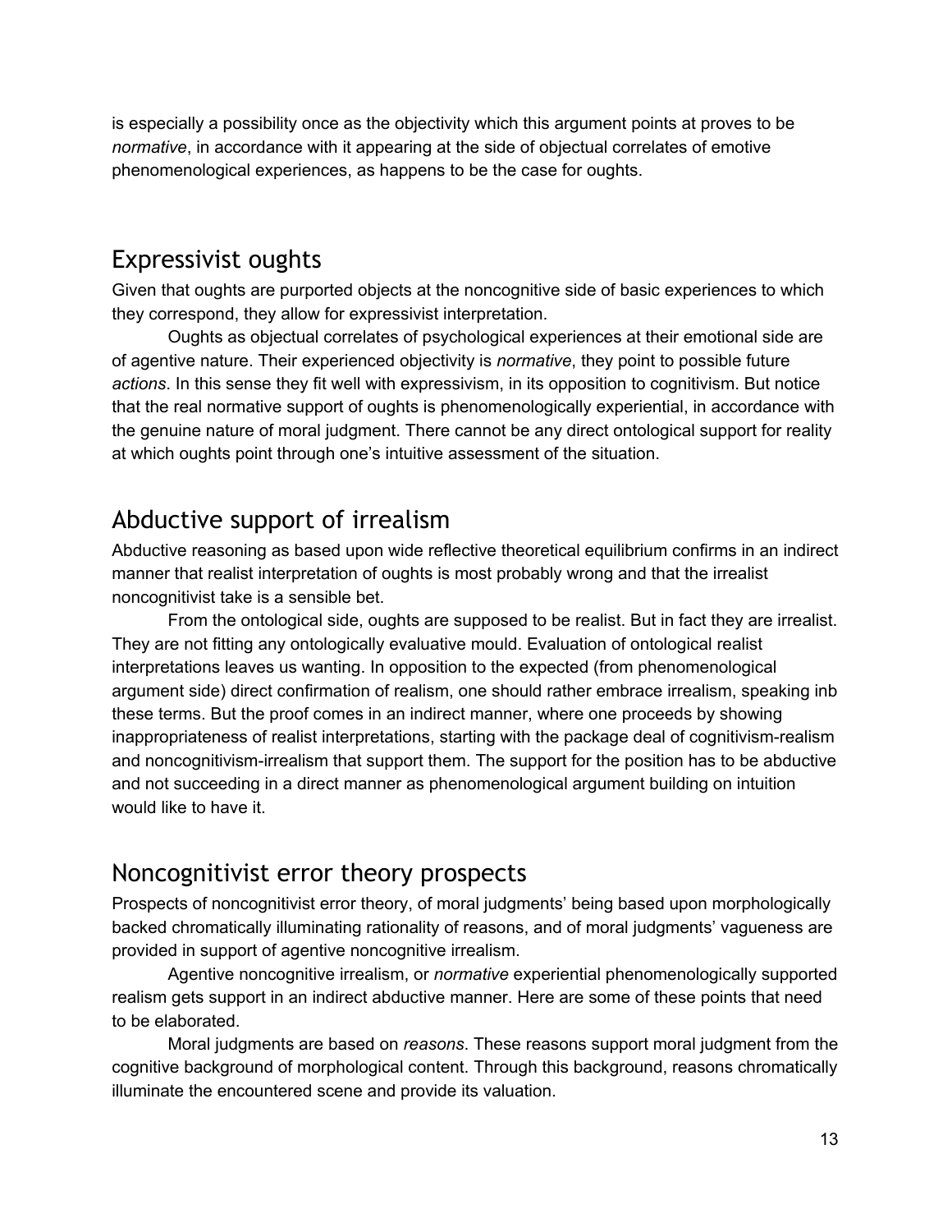is especially a possibility once as the objectivity which this argument points at proves to be *normative*, in accordance with it appearing at the side of objectual correlates of emotive phenomenological experiences, as happens to be the case for oughts.

## Expressivist oughts

Given that oughts are purported objects at the noncognitive side of basic experiences to which they correspond, they allow for expressivist interpretation.

Oughts as objectual correlates of psychological experiences at their emotional side are of agentive nature. Their experienced objectivity is *normative*, they point to possible future *actions*. In this sense they fit well with expressivism, in its opposition to cognitivism. But notice that the real normative support of oughts is phenomenologically experiential, in accordance with the genuine nature of moral judgment. There cannot be any direct ontological support for reality at which oughts point through one's intuitive assessment of the situation.

## Abductive support of irrealism

Abductive reasoning as based upon wide reflective theoretical equilibrium confirms in an indirect manner that realist interpretation of oughts is most probably wrong and that the irrealist noncognitivist take is a sensible bet.

From the ontological side, oughts are supposed to be realist. But in fact they are irrealist. They are not fitting any ontologically evaluative mould. Evaluation of ontological realist interpretations leaves us wanting. In opposition to the expected (from phenomenological argument side) direct confirmation of realism, one should rather embrace irrealism, speaking inb these terms. But the proof comes in an indirect manner, where one proceeds by showing inappropriateness of realist interpretations, starting with the package deal of cognitivism-realism and noncognitivism-irrealism that support them. The support for the position has to be abductive and not succeeding in a direct manner as phenomenological argument building on intuition would like to have it.

## Noncognitivist error theory prospects

Prospects of noncognitivist error theory, of moral judgments' being based upon morphologically backed chromatically illuminating rationality of reasons, and of moral judgments' vagueness are provided in support of agentive noncognitive irrealism.

Agentive noncognitive irrealism, or *normative* experiential phenomenologically supported realism gets support in an indirect abductive manner. Here are some of these points that need to be elaborated.

Moral judgments are based on *reasons*. These reasons support moral judgment from the cognitive background of morphological content. Through this background, reasons chromatically illuminate the encountered scene and provide its valuation.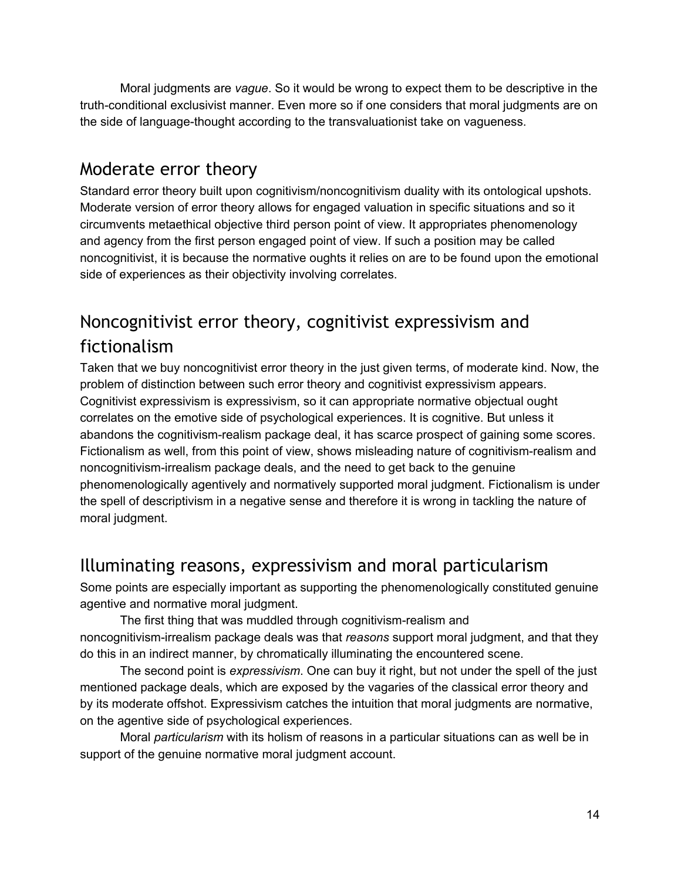Moral judgments are *vague*. So it would be wrong to expect them to be descriptive in the truth-conditional exclusivist manner. Even more so if one considers that moral judgments are on the side of language-thought according to the transvaluationist take on vagueness.

## Moderate error theory

Standard error theory built upon cognitivism/noncognitivism duality with its ontological upshots. Moderate version of error theory allows for engaged valuation in specific situations and so it circumvents metaethical objective third person point of view. It appropriates phenomenology and agency from the first person engaged point of view. If such a position may be called noncognitivist, it is because the normative oughts it relies on are to be found upon the emotional side of experiences as their objectivity involving correlates.

## Noncognitivist error theory, cognitivist expressivism and fictionalism

Taken that we buy noncognitivist error theory in the just given terms, of moderate kind. Now, the problem of distinction between such error theory and cognitivist expressivism appears. Cognitivist expressivism is expressivism, so it can appropriate normative objectual ought correlates on the emotive side of psychological experiences. It is cognitive. But unless it abandons the cognitivism-realism package deal, it has scarce prospect of gaining some scores. Fictionalism as well, from this point of view, shows misleading nature of cognitivism-realism and noncognitivism-irrealism package deals, and the need to get back to the genuine phenomenologically agentively and normatively supported moral judgment. Fictionalism is under the spell of descriptivism in a negative sense and therefore it is wrong in tackling the nature of moral judgment.

## Illuminating reasons, expressivism and moral particularism

Some points are especially important as supporting the phenomenologically constituted genuine agentive and normative moral judgment.

The first thing that was muddled through cognitivism-realism and noncognitivism-irrealism package deals was that *reasons* support moral judgment, and that they do this in an indirect manner, by chromatically illuminating the encountered scene.

The second point is *expressivism*. One can buy it right, but not under the spell of the just mentioned package deals, which are exposed by the vagaries of the classical error theory and by its moderate offshot. Expressivism catches the intuition that moral judgments are normative, on the agentive side of psychological experiences.

Moral *particularism* with its holism of reasons in a particular situations can as well be in support of the genuine normative moral judgment account.